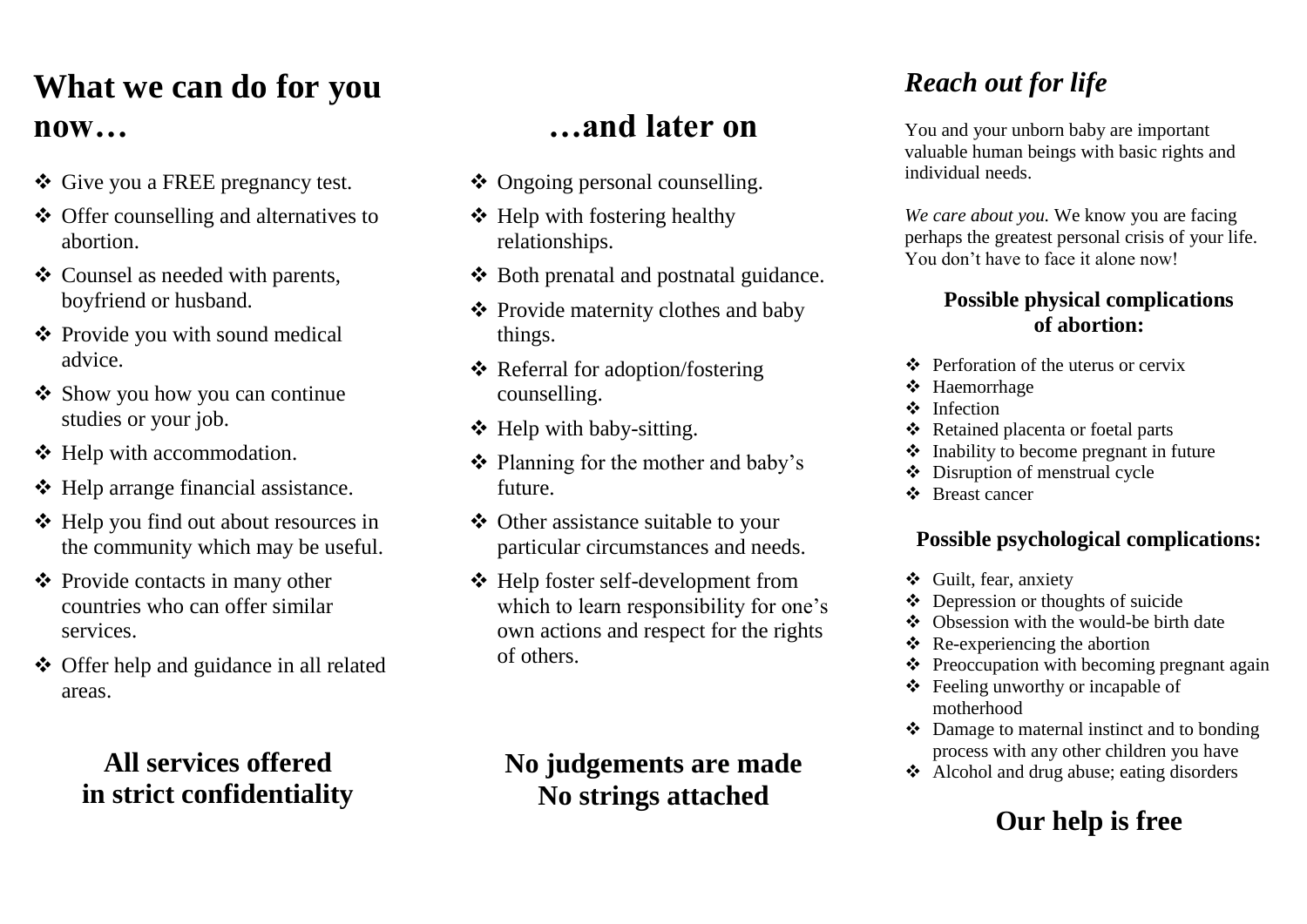# What we can do for you now…

- Give you a FREE pregnancy test.
- Offer counselling and alternatives to abortion.
- Counsel as needed with parents, boyfriend or husband.
- Provide you with sound medical advice.
- Show you how you can continue studies or your job.
- Help with accommodation.
- Help arrange financial assistance.
- Help you find out about resources in the community which may be useful.
- Provide contacts in many other countries who can offer similar services.
- Offer help and guidance in all related areas.

**All services offered in strict confidentiality**

# …and later on

- Ongoing personal counselling.
- Help with fostering healthy relationships.
- Both prenatal and postnatal guidance.
- Provide maternity clothes and baby things.
- Referral for adoption/fostering counselling.
- Help with baby-sitting.
- Planning for the mother and baby's future.
- Other assistance suitable to your particular circumstances and needs.
- Help foster self-development from which to learn responsibility for one's own actions and respect for the rights of others.

**No judgements are made**
**No strings attached**

## *Reach out for life*

You and your unborn baby are important valuable human beings with basic rights and individual needs.

*We care about you.* We know you are facing perhaps the greatest personal crisis of your life. You don't have to face it alone now!

### Possible physical complications of abortion:

- Perforation of the uterus or cervix
- Haemorrhage
- Infection
- Retained placenta or foetal parts
- Inability to become pregnant in future
- Disruption of menstrual cycle
- Breast cancer

### Possible psychological complications:

- Guilt, fear, anxiety
- Depression or thoughts of suicide
- Obsession with the would-be birth date
- Re-experiencing the abortion
- Preoccupation with becoming pregnant again
- Feeling unworthy or incapable of motherhood
- Damage to maternal instinct and to bonding process with any other children you have
- Alcohol and drug abuse; eating disorders

## Our help is free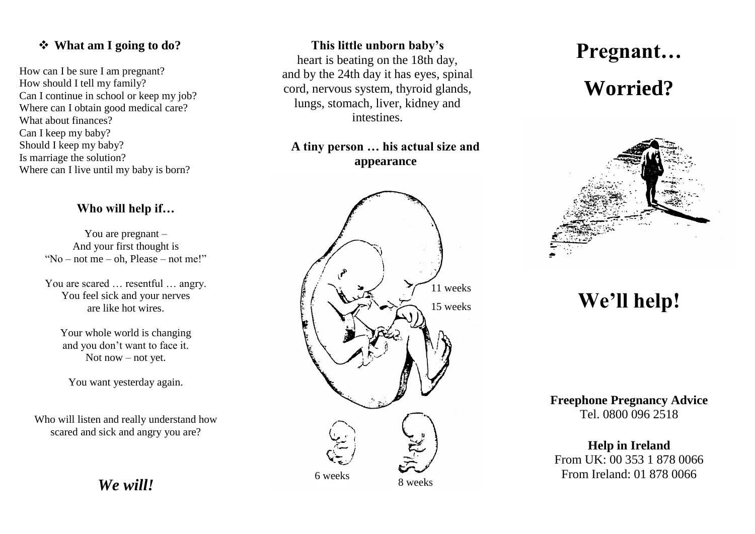### ❖ What am I going to do?

How can I be sure I am pregnant?
How should I tell my family?
Can I continue in school or keep my job?
Where can I obtain good medical care?
What about finances?
Can I keep my baby?
Should I keep my baby?
Is marriage the solution?
Where can I live until my baby is born?

### Who will help if…

You are pregnant –
And your first thought is
"No – not me – oh, Please – not me!"

You are scared … resentful … angry.
You feel sick and your nerves
are like hot wires.

Your whole world is changing
and you don't want to face it.
Not now – not yet.

You want yesterday again.

Who will listen and really understand how
scared and sick and angry you are?

***We will!***

**This little unborn baby's**
heart is beating on the 18th day,
and by the 24th day it has eyes, spinal
cord, nervous system, thyroid glands,
lungs, stomach, liver, kidney and
intestines.

**A tiny person … his actual size and appearance**

11 weeks
15 weeks
6 weeks
8 weeks

# Pregnant…

# Worried?

# We'll help!

**Freephone Pregnancy Advice**
Tel. 0800 096 2518

**Help in Ireland**
From UK: 00 353 1 878 0066
From Ireland: 01 878 0066